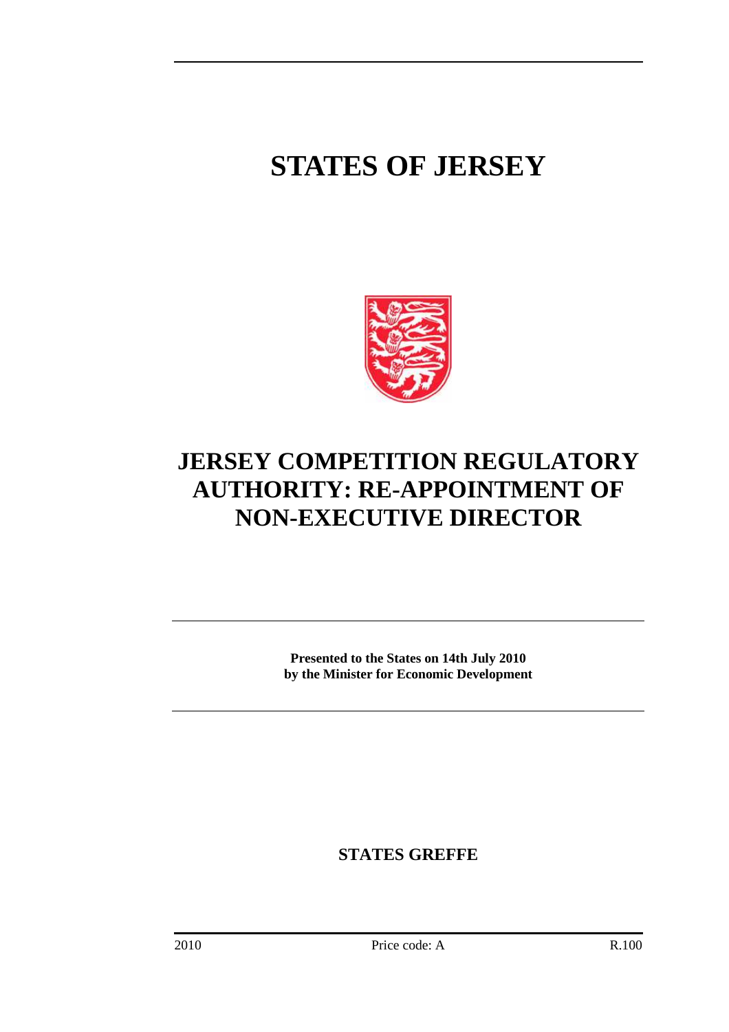# STATES OF JERSEY

## JERSEY COMPETITION REGULATORY AUTHORITY: RE-APPOINTMENT OF NON-EXECUTIVE DIRECTOR

**Presented to the States on 14th July 2010 by the Minister for Economic Development**

**STATES GREFFE**

2010 Price code: A R.100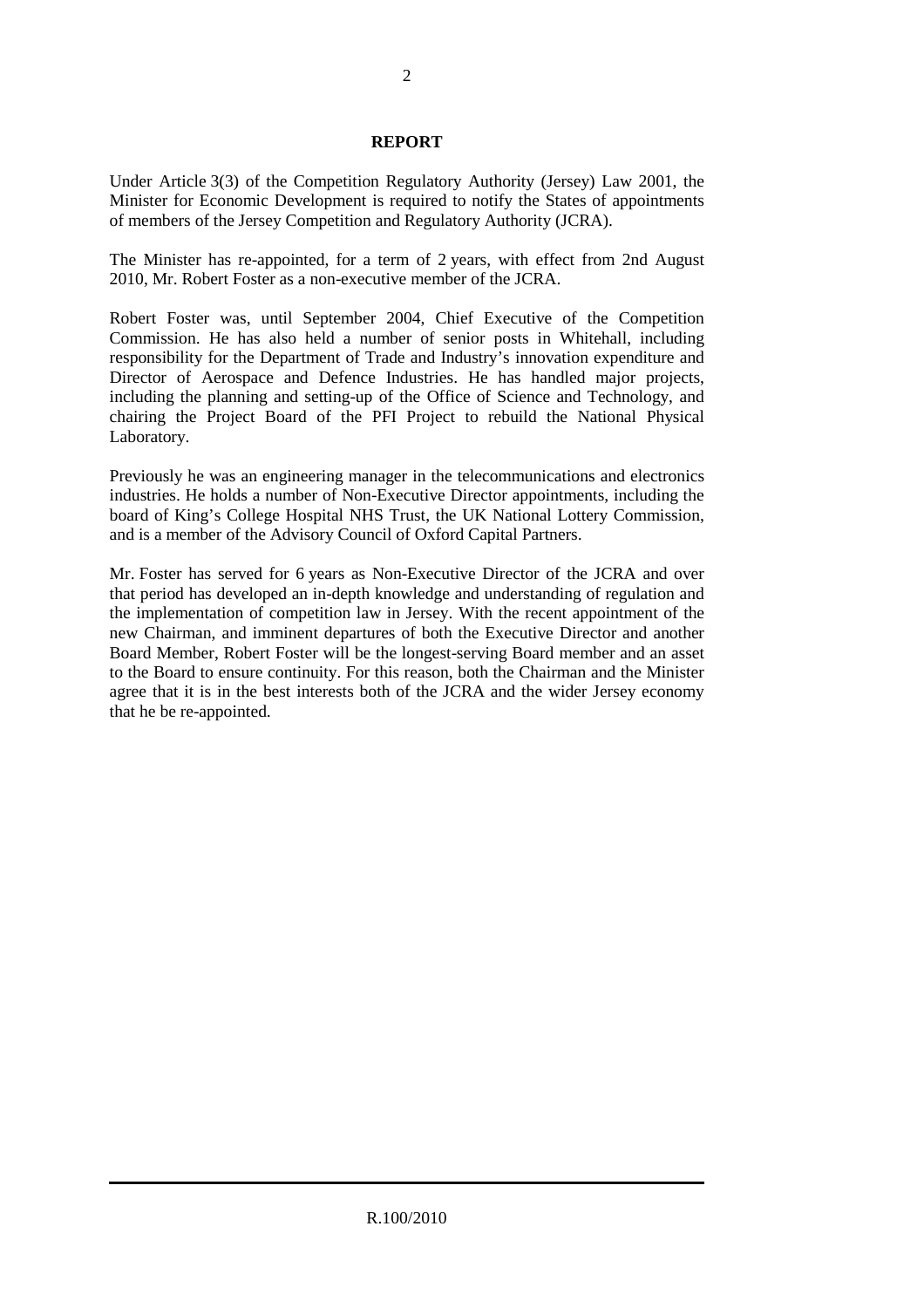## REPORT

Under Article 3(3) of the Competition Regulatory Authority (Jersey) Law 2001, the Minister for Economic Development is required to notify the States of appointments of members of the Jersey Competition and Regulatory Authority (JCRA).

The Minister has re-appointed, for a term of 2 years, with effect from 2nd August 2010, Mr. Robert Foster as a non-executive member of the JCRA.

Robert Foster was, until September 2004, Chief Executive of the Competition Commission. He has also held a number of senior posts in Whitehall, including responsibility for the Department of Trade and Industry's innovation expenditure and Director of Aerospace and Defence Industries. He has handled major projects, including the planning and setting-up of the Office of Science and Technology, and chairing the Project Board of the PFI Project to rebuild the National Physical Laboratory.

Previously he was an engineering manager in the telecommunications and electronics industries. He holds a number of Non-Executive Director appointments, including the board of King's College Hospital NHS Trust, the UK National Lottery Commission, and is a member of the Advisory Council of Oxford Capital Partners.

Mr. Foster has served for 6 years as Non-Executive Director of the JCRA and over that period has developed an in-depth knowledge and understanding of regulation and the implementation of competition law in Jersey. With the recent appointment of the new Chairman, and imminent departures of both the Executive Director and another Board Member, Robert Foster will be the longest-serving Board member and an asset to the Board to ensure continuity. For this reason, both the Chairman and the Minister agree that it is in the best interests both of the JCRA and the wider Jersey economy that he be re-appointed.